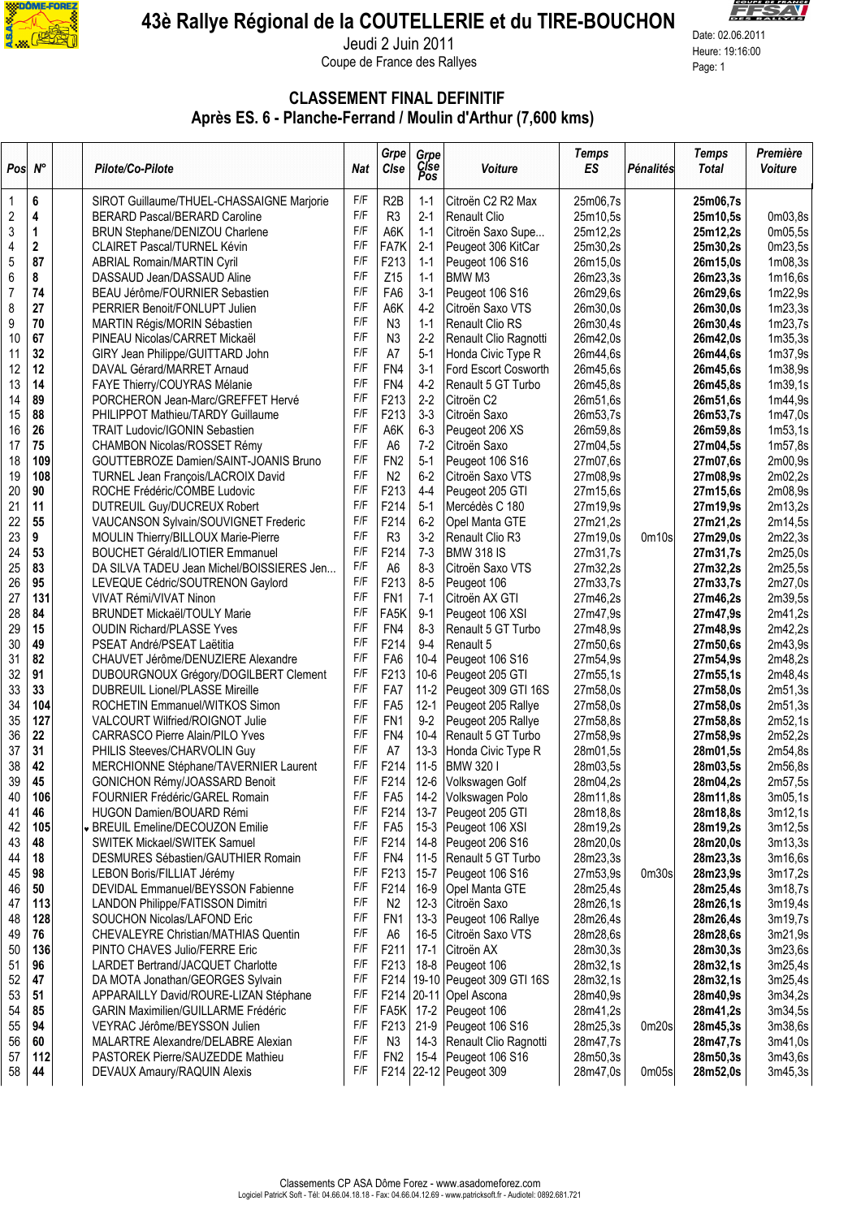# 43è Rallye Régional de la COUTELLERIE et du TIRE-BOUCHON

Jeudi 2 Juin 2011

Coupe de France des Rallyes

Date: 02.06.2011
Heure: 19:16:00

## CLASSEMENT FINAL DEFINITIF

### Après ES. 6 - Planche-Ferrand / Moulin d'Arthur (7,600 kms)

| Pos | N° | Pilote/Co-Pilote | Nat | Grpe Clse | Grpe Clse Pos | Voiture | Temps ES | Pénalités | Temps Total | Première Voiture |
|---|---|---|---|---|---|---|---|---|---|---|
| 1 | **6** | SIROT Guillaume/THUEL-CHASSAIGNE Marjorie | F/F | R2B | 1-1 | Citroën C2 R2 Max | 25m06,7s | | **25m06,7s** | |
| 2 | **4** | BERARD Pascal/BERARD Caroline | F/F | R3 | 2-1 | Renault Clio | 25m10,5s | | **25m10,5s** | 0m03,8s |
| 3 | **1** | BRUN Stephane/DENIZOU Charlene | F/F | A6K | 1-1 | Citroën Saxo Supe... | 25m12,2s | | **25m12,2s** | 0m05,5s |
| 4 | **2** | CLAIRET Pascal/TURNEL Kévin | F/F | FA7K | 2-1 | Peugeot 306 KitCar | 25m30,2s | | **25m30,2s** | 0m23,5s |
| 5 | **87** | ABRIAL Romain/MARTIN Cyril | F/F | F213 | 1-1 | Peugeot 106 S16 | 26m15,0s | | **26m15,0s** | 1m08,3s |
| 6 | **8** | DASSAUD Jean/DASSAUD Aline | F/F | Z15 | 1-1 | BMW M3 | 26m23,3s | | **26m23,3s** | 1m16,6s |
| 7 | **74** | BEAU Jérôme/FOURNIER Sebastien | F/F | FA6 | 3-1 | Peugeot 106 S16 | 26m29,6s | | **26m29,6s** | 1m22,9s |
| 8 | **27** | PERRIER Benoit/FONLUPT Julien | F/F | A6K | 4-2 | Citroën Saxo VTS | 26m30,0s | | **26m30,0s** | 1m23,3s |
| 9 | **70** | MARTIN Régis/MORIN Sébastien | F/F | N3 | 1-1 | Renault Clio RS | 26m30,4s | | **26m30,4s** | 1m23,7s |
| 10 | **67** | PINEAU Nicolas/CARRET Mickaël | F/F | N3 | 2-2 | Renault Clio Ragnotti | 26m42,0s | | **26m42,0s** | 1m35,3s |
| 11 | **32** | GIRY Jean Philippe/GUITTARD John | F/F | A7 | 5-1 | Honda Civic Type R | 26m44,6s | | **26m44,6s** | 1m37,9s |
| 12 | **12** | DAVAL Gérard/MARRET Arnaud | F/F | FN4 | 3-1 | Ford Escort Cosworth | 26m45,6s | | **26m45,6s** | 1m38,9s |
| 13 | **14** | FAYE Thierry/COUYRAS Mélanie | F/F | FN4 | 4-2 | Renault 5 GT Turbo | 26m45,8s | | **26m45,8s** | 1m39,1s |
| 14 | **89** | PORCHERON Jean-Marc/GREFFET Hervé | F/F | F213 | 2-2 | Citroën C2 | 26m51,6s | | **26m51,6s** | 1m44,9s |
| 15 | **88** | PHILIPPOT Mathieu/TARDY Guillaume | F/F | F213 | 3-3 | Citroën Saxo | 26m53,7s | | **26m53,7s** | 1m47,0s |
| 16 | **26** | TRAIT Ludovic/IGONIN Sebastien | F/F | A6K | 6-3 | Peugeot 206 XS | 26m59,8s | | **26m59,8s** | 1m53,1s |
| 17 | **75** | CHAMBON Nicolas/ROSSET Rémy | F/F | A6 | 7-2 | Citroën Saxo | 27m04,5s | | **27m04,5s** | 1m57,8s |
| 18 | **109** | GOUTTEBROZE Damien/SAINT-JOANIS Bruno | F/F | FN2 | 5-1 | Peugeot 106 S16 | 27m07,6s | | **27m07,6s** | 2m00,9s |
| 19 | **108** | TURNEL Jean François/LACROIX David | F/F | N2 | 6-2 | Citroën Saxo VTS | 27m08,9s | | **27m08,9s** | 2m02,2s |
| 20 | **90** | ROCHE Frédéric/COMBE Ludovic | F/F | F213 | 4-4 | Peugeot 205 GTI | 27m15,6s | | **27m15,6s** | 2m08,9s |
| 21 | **11** | DUTREUIL Guy/DUCREUX Robert | F/F | F214 | 5-1 | Mercédès C 180 | 27m19,9s | | **27m19,9s** | 2m13,2s |
| 22 | **55** | VAUCANSON Sylvain/SOUVIGNET Frederic | F/F | F214 | 6-2 | Opel Manta GTE | 27m21,2s | | **27m21,2s** | 2m14,5s |
| 23 | **9** | MOULIN Thierry/BILLOUX Marie-Pierre | F/F | R3 | 3-2 | Renault Clio R3 | 27m19,0s | 0m10s | **27m29,0s** | 2m22,3s |
| 24 | **53** | BOUCHET Gérald/LIOTIER Emmanuel | F/F | F214 | 7-3 | BMW 318 IS | 27m31,7s | | **27m31,7s** | 2m25,0s |
| 25 | **83** | DA SILVA TADEU Jean Michel/BOISSIERES Jen... | F/F | A6 | 8-3 | Citroën Saxo VTS | 27m32,2s | | **27m32,2s** | 2m25,5s |
| 26 | **95** | LEVEQUE Cédric/SOUTRENON Gaylord | F/F | F213 | 8-5 | Peugeot 106 | 27m33,7s | | **27m33,7s** | 2m27,0s |
| 27 | **131** | VIVAT Rémi/VIVAT Ninon | F/F | FN1 | 7-1 | Citroën AX GTI | 27m46,2s | | **27m46,2s** | 2m39,5s |
| 28 | **84** | BRUNDET Mickaël/TOULY Marie | F/F | FA5K | 9-1 | Peugeot 106 XSI | 27m47,9s | | **27m47,9s** | 2m41,2s |
| 29 | **15** | OUDIN Richard/PLASSE Yves | F/F | FN4 | 8-3 | Renault 5 GT Turbo | 27m48,9s | | **27m48,9s** | 2m42,2s |
| 30 | **49** | PSEAT André/PSEAT Laëtitia | F/F | F214 | 9-4 | Renault 5 | 27m50,6s | | **27m50,6s** | 2m43,9s |
| 31 | **82** | CHAUVET Jérôme/DENUZIERE Alexandre | F/F | FA6 | 10-4 | Peugeot 106 S16 | 27m54,9s | | **27m54,9s** | 2m48,2s |
| 32 | **91** | DUBOURGNOUX Grégory/DOGILBERT Clement | F/F | F213 | 10-6 | Peugeot 205 GTI | 27m55,1s | | **27m55,1s** | 2m48,4s |
| 33 | **33** | DUBREUIL Lionel/PLASSE Mireille | F/F | FA7 | 11-2 | Peugeot 309 GTI 16S | 27m58,0s | | **27m58,0s** | 2m51,3s |
| 34 | **104** | ROCHETIN Emmanuel/WITKOS Simon | F/F | FA5 | 12-1 | Peugeot 205 Rallye | 27m58,0s | | **27m58,0s** | 2m51,3s |
| 35 | **127** | VALCOURT Wilfried/ROIGNOT Julie | F/F | FN1 | 9-2 | Peugeot 205 Rallye | 27m58,8s | | **27m58,8s** | 2m52,1s |
| 36 | **22** | CARRASCO Pierre Alain/PILO Yves | F/F | FN4 | 10-4 | Renault 5 GT Turbo | 27m58,9s | | **27m58,9s** | 2m52,2s |
| 37 | **31** | PHILIS Steeves/CHARVOLIN Guy | F/F | A7 | 13-3 | Honda Civic Type R | 28m01,5s | | **28m01,5s** | 2m54,8s |
| 38 | **42** | MERCHIONNE Stéphane/TAVERNIER Laurent | F/F | F214 | 11-5 | BMW 320 I | 28m03,5s | | **28m03,5s** | 2m56,8s |
| 39 | **45** | GONICHON Rémy/JOASSARD Benoit | F/F | F214 | 12-6 | Volkswagen Golf | 28m04,2s | | **28m04,2s** | 2m57,5s |
| 40 | **106** | FOURNIER Frédéric/GAREL Romain | F/F | FA5 | 14-2 | Volkswagen Polo | 28m11,8s | | **28m11,8s** | 3m05,1s |
| 41 | **46** | HUGON Damien/BOUARD Rémi | F/F | F214 | 13-7 | Peugeot 205 GTI | 28m18,8s | | **28m18,8s** | 3m12,1s |
| 42 | **105** | BREUIL Emeline/DECOUZON Emilie | F/F | FA5 | 15-3 | Peugeot 106 XSI | 28m19,2s | | **28m19,2s** | 3m12,5s |
| 43 | **48** | SWITEK Mickael/SWITEK Samuel | F/F | F214 | 14-8 | Peugeot 206 S16 | 28m20,0s | | **28m20,0s** | 3m13,3s |
| 44 | **18** | DESMURES Sébastien/GAUTHIER Romain | F/F | FN4 | 11-5 | Renault 5 GT Turbo | 28m23,3s | | **28m23,3s** | 3m16,6s |
| 45 | **98** | LEBON Boris/FILLIAT Jérémy | F/F | F213 | 15-7 | Peugeot 106 S16 | 27m53,9s | 0m30s | **28m23,9s** | 3m17,2s |
| 46 | **50** | DEVIDAL Emmanuel/BEYSSON Fabienne | F/F | F214 | 16-9 | Opel Manta GTE | 28m25,4s | | **28m25,4s** | 3m18,7s |
| 47 | **113** | LANDON Philippe/FATISSON Dimitri | F/F | N2 | 12-3 | Citroën Saxo | 28m26,1s | | **28m26,1s** | 3m19,4s |
| 48 | **128** | SOUCHON Nicolas/LAFOND Eric | F/F | FN1 | 13-3 | Peugeot 106 Rallye | 28m26,4s | | **28m26,4s** | 3m19,7s |
| 49 | **76** | CHEVALEYRE Christian/MATHIAS Quentin | F/F | A6 | 16-5 | Citroën Saxo VTS | 28m28,6s | | **28m28,6s** | 3m21,9s |
| 50 | **136** | PINTO CHAVES Julio/FERRE Eric | F/F | F211 | 17-1 | Citroën AX | 28m30,3s | | **28m30,3s** | 3m23,6s |
| 51 | **96** | LARDET Bertrand/JACQUET Charlotte | F/F | F213 | 18-8 | Peugeot 106 | 28m32,1s | | **28m32,1s** | 3m25,4s |
| 52 | **47** | DA MOTA Jonathan/GEORGES Sylvain | F/F | F214 | 19-10 | Peugeot 309 GTI 16S | 28m32,1s | | **28m32,1s** | 3m25,4s |
| 53 | **51** | APPARAILLY David/ROURE-LIZAN Stéphane | F/F | F214 | 20-11 | Opel Ascona | 28m40,9s | | **28m40,9s** | 3m34,2s |
| 54 | **85** | GARIN Maximilien/GUILLARME Frédéric | F/F | FA5K | 17-2 | Peugeot 106 | 28m41,2s | | **28m41,2s** | 3m34,5s |
| 55 | **94** | VEYRAC Jérôme/BEYSSON Julien | F/F | F213 | 21-9 | Peugeot 106 S16 | 28m25,3s | 0m20s | **28m45,3s** | 3m38,6s |
| 56 | **60** | MALARTRE Alexandre/DELABRE Alexian | F/F | N3 | 14-3 | Renault Clio Ragnotti | 28m47,7s | | **28m47,7s** | 3m41,0s |
| 57 | **112** | PASTOREK Pierre/SAUZEDDE Mathieu | F/F | FN2 | 15-4 | Peugeot 106 S16 | 28m50,3s | | **28m50,3s** | 3m43,6s |
| 58 | **44** | DEVAUX Amaury/RAQUIN Alexis | F/F | F214 | 22-12 | Peugeot 309 | 28m47,0s | 0m05s | **28m52,0s** | 3m45,3s |

Classements CP ASA Dôme Forez - www.asadomeforez.com

Logiciel PatricK Soft - Tél: 04.66.04.18.18 - Fax: 04.66.04.12.69 - www.patricksoft.fr - Audiotel: 0892.681.721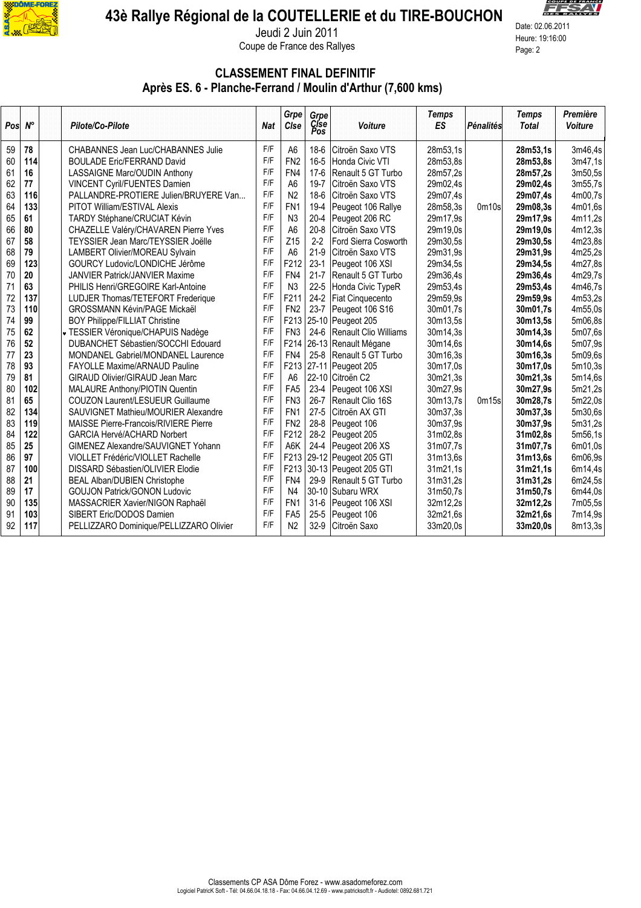# 43è Rallye Régional de la COUTELLERIE et du TIRE-BOUCHON

Jeudi 2 Juin 2011

Coupe de France des Rallyes

Date: 02.06.2011
Heure: 19:16:00

## CLASSEMENT FINAL DEFINITIF

### Après ES. 6 - Planche-Ferrand / Moulin d'Arthur (7,600 kms)

| Pos | N° | | Pilote/Co-Pilote | Nat | Grpe Clse | Grpe Clse Pos | Voiture | Temps ES | Pénalités | Temps Total | Première Voiture |
|---|---|---|---|---|---|---|---|---|---|---|---|
| 59 | 78 | | CHABANNES Jean Luc/CHABANNES Julie | F/F | A6 | 18-6 | Citroën Saxo VTS | 28m53,1s | | 28m53,1s | 3m46,4s |
| 60 | 114 | | BOULADE Eric/FERRAND David | F/F | FN2 | 16-5 | Honda Civic VTI | 28m53,8s | | 28m53,8s | 3m47,1s |
| 61 | 16 | | LASSAIGNE Marc/OUDIN Anthony | F/F | FN4 | 17-6 | Renault 5 GT Turbo | 28m57,2s | | 28m57,2s | 3m50,5s |
| 62 | 77 | | VINCENT Cyril/FUENTES Damien | F/F | A6 | 19-7 | Citroën Saxo VTS | 29m02,4s | | 29m02,4s | 3m55,7s |
| 63 | 116 | | PALLANDRE-PROTIERE Julien/BRUYERE Van... | F/F | N2 | 18-6 | Citroën Saxo VTS | 29m07,4s | | 29m07,4s | 4m00,7s |
| 64 | 133 | | PITOT William/ESTIVAL Alexis | F/F | FN1 | 19-4 | Peugeot 106 Rallye | 28m58,3s | 0m10s | 29m08,3s | 4m01,6s |
| 65 | 61 | | TARDY Stéphane/CRUCIAT Kévin | F/F | N3 | 20-4 | Peugeot 206 RC | 29m17,9s | | 29m17,9s | 4m11,2s |
| 66 | 80 | | CHAZELLE Valéry/CHAVAREN Pierre Yves | F/F | A6 | 20-8 | Citroën Saxo VTS | 29m19,0s | | 29m19,0s | 4m12,3s |
| 67 | 58 | | TEYSSIER Jean Marc/TEYSSIER Joëlle | F/F | Z15 | 2-2 | Ford Sierra Cosworth | 29m30,5s | | 29m30,5s | 4m23,8s |
| 68 | 79 | | LAMBERT Olivier/MOREAU Sylvain | F/F | A6 | 21-9 | Citroën Saxo VTS | 29m31,9s | | 29m31,9s | 4m25,2s |
| 69 | 123 | | GOURCY Ludovic/LONDICHE Jérôme | F/F | F212 | 23-1 | Peugeot 106 XSI | 29m34,5s | | 29m34,5s | 4m27,8s |
| 70 | 20 | | JANVIER Patrick/JANVIER Maxime | F/F | FN4 | 21-7 | Renault 5 GT Turbo | 29m36,4s | | 29m36,4s | 4m29,7s |
| 71 | 63 | | PHILIS Henri/GREGOIRE Karl-Antoine | F/F | N3 | 22-5 | Honda Civic TypeR | 29m53,4s | | 29m53,4s | 4m46,7s |
| 72 | 137 | | LUDJER Thomas/TETEFORT Frederique | F/F | F211 | 24-2 | Fiat Cinquecento | 29m59,9s | | 29m59,9s | 4m53,2s |
| 73 | 110 | | GROSSMANN Kévin/PAGE Mickaël | F/F | FN2 | 23-7 | Peugeot 106 S16 | 30m01,7s | | 30m01,7s | 4m55,0s |
| 74 | 99 | | BOY Philippe/FILLIAT Christine | F/F | F213 | 25-10 | Peugeot 205 | 30m13,5s | | 30m13,5s | 5m06,8s |
| 75 | 62 | ♦ | TESSIER Véronique/CHAPUIS Nadège | F/F | FN3 | 24-6 | Renault Clio Williams | 30m14,3s | | 30m14,3s | 5m07,6s |
| 76 | 52 | | DUBANCHET Sébastien/SOCCHI Edouard | F/F | F214 | 26-13 | Renault Mégane | 30m14,6s | | 30m14,6s | 5m07,9s |
| 77 | 23 | | MONDANEL Gabriel/MONDANEL Laurence | F/F | FN4 | 25-8 | Renault 5 GT Turbo | 30m16,3s | | 30m16,3s | 5m09,6s |
| 78 | 93 | | FAYOLLE Maxime/ARNAUD Pauline | F/F | F213 | 27-11 | Peugeot 205 | 30m17,0s | | 30m17,0s | 5m10,3s |
| 79 | 81 | | GIRAUD Olivier/GIRAUD Jean Marc | F/F | A6 | 22-10 | Citroën C2 | 30m21,3s | | 30m21,3s | 5m14,6s |
| 80 | 102 | | MALAURE Anthony/PIOTIN Quentin | F/F | FA5 | 23-4 | Peugeot 106 XSI | 30m27,9s | | 30m27,9s | 5m21,2s |
| 81 | 65 | | COUZON Laurent/LESUEUR Guillaume | F/F | FN3 | 26-7 | Renault Clio 16S | 30m13,7s | 0m15s | 30m28,7s | 5m22,0s |
| 82 | 134 | | SAUVIGNET Mathieu/MOURIER Alexandre | F/F | FN1 | 27-5 | Citroën AX GTI | 30m37,3s | | 30m37,3s | 5m30,6s |
| 83 | 119 | | MAISSE Pierre-Francois/RIVIERE Pierre | F/F | FN2 | 28-8 | Peugeot 106 | 30m37,9s | | 30m37,9s | 5m31,2s |
| 84 | 122 | | GARCIA Hervé/ACHARD Norbert | F/F | F212 | 28-2 | Peugeot 205 | 31m02,8s | | 31m02,8s | 5m56,1s |
| 85 | 25 | | GIMENEZ Alexandre/SAUVIGNET Yohann | F/F | A6K | 24-4 | Peugeot 206 XS | 31m07,7s | | 31m07,7s | 6m01,0s |
| 86 | 97 | | VIOLLET Frédéric/VIOLLET Rachelle | F/F | F213 | 29-12 | Peugeot 205 GTI | 31m13,6s | | 31m13,6s | 6m06,9s |
| 87 | 100 | | DISSARD Sébastien/OLIVIER Elodie | F/F | F213 | 30-13 | Peugeot 205 GTI | 31m21,1s | | 31m21,1s | 6m14,4s |
| 88 | 21 | | BEAL Alban/DUBIEN Christophe | F/F | FN4 | 29-9 | Renault 5 GT Turbo | 31m31,2s | | 31m31,2s | 6m24,5s |
| 89 | 17 | | GOUJON Patrick/GONON Ludovic | F/F | N4 | 30-10 | Subaru WRX | 31m50,7s | | 31m50,7s | 6m44,0s |
| 90 | 135 | | MASSACRIER Xavier/NIGON Raphaël | F/F | FN1 | 31-6 | Peugeot 106 XSI | 32m12,2s | | 32m12,2s | 7m05,5s |
| 91 | 103 | | SIBERT Eric/DODOS Damien | F/F | FA5 | 25-5 | Peugeot 106 | 32m21,6s | | 32m21,6s | 7m14,9s |
| 92 | 117 | | PELLIZZARO Dominique/PELLIZZARO Olivier | F/F | N2 | 32-9 | Citroën Saxo | 33m20,0s | | 33m20,0s | 8m13,3s |

Classements CP ASA Dôme Forez - www.asadomeforez.com
Logiciel PatricK Soft - Tél: 04.66.04.18.18 - Fax: 04.66.04.12.69 - www.patricksoft.fr - Audiotel: 0892.681.721